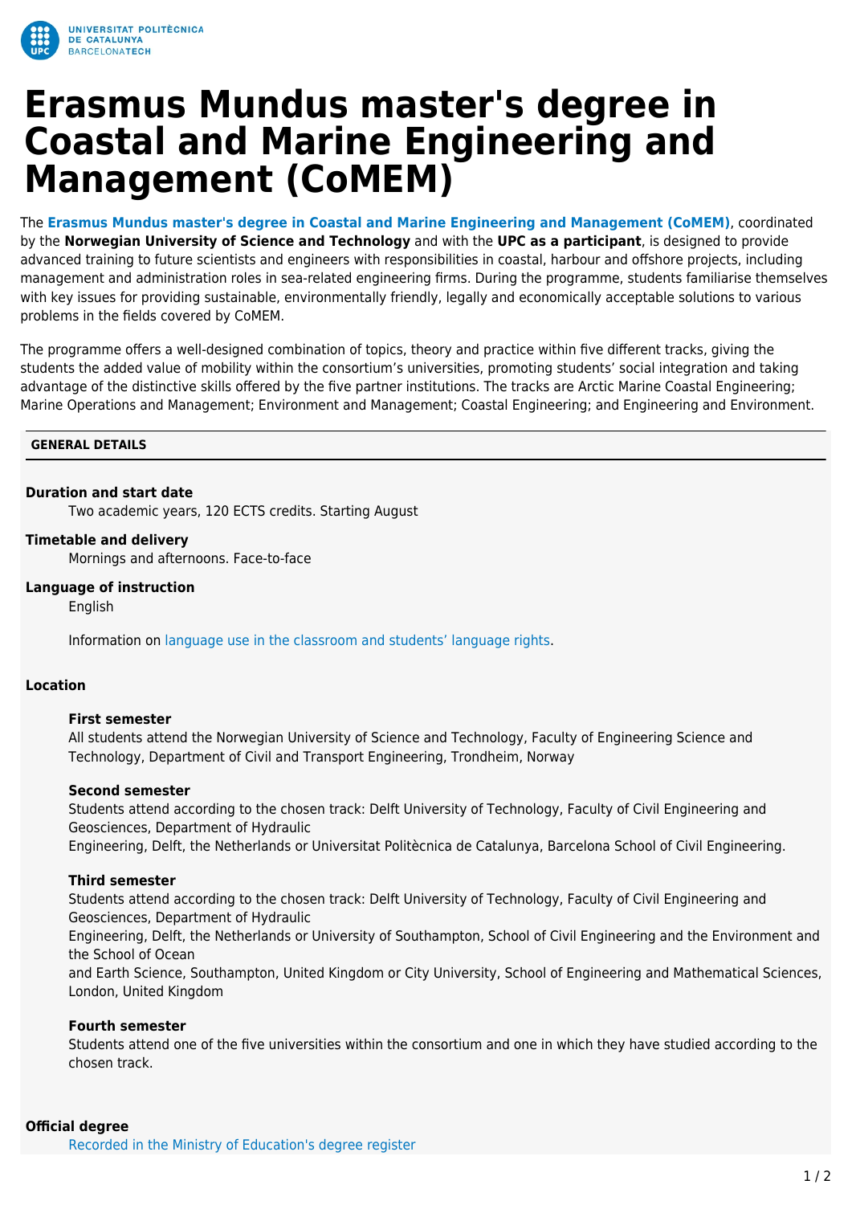# Erasmus Mundus master's degree in Coastal and Marine Engineering and Management (CoMEM)

The **Erasmus Mundus master's degree in Coastal and Marine Engineering and Management (CoMEM)**, coordinated by the **Norwegian University of Science and Technology** and with the **UPC as a participant**, is designed to provide advanced training to future scientists and engineers with responsibilities in coastal, harbour and offshore projects, including management and administration roles in sea-related engineering firms. During the programme, students familiarise themselves with key issues for providing sustainable, environmentally friendly, legally and economically acceptable solutions to various problems in the fields covered by CoMEM.

The programme offers a well-designed combination of topics, theory and practice within five different tracks, giving the students the added value of mobility within the consortium's universities, promoting students' social integration and taking advantage of the distinctive skills offered by the five partner institutions. The tracks are Arctic Marine Coastal Engineering; Marine Operations and Management; Environment and Management; Coastal Engineering; and Engineering and Environment.

## GENERAL DETAILS

**Duration and start date**

Two academic years, 120 ECTS credits. Starting August

**Timetable and delivery**

Mornings and afternoons. Face-to-face

**Language of instruction**

English

Information on language use in the classroom and students' language rights.

**Location**

**First semester**

All students attend the Norwegian University of Science and Technology, Faculty of Engineering Science and Technology, Department of Civil and Transport Engineering, Trondheim, Norway

**Second semester**

Students attend according to the chosen track: Delft University of Technology, Faculty of Civil Engineering and Geosciences, Department of Hydraulic Engineering, Delft, the Netherlands or Universitat Politècnica de Catalunya, Barcelona School of Civil Engineering.

**Third semester**

Students attend according to the chosen track: Delft University of Technology, Faculty of Civil Engineering and Geosciences, Department of Hydraulic Engineering, Delft, the Netherlands or University of Southampton, School of Civil Engineering and the Environment and the School of Ocean and Earth Science, Southampton, United Kingdom or City University, School of Engineering and Mathematical Sciences, London, United Kingdom

**Fourth semester**

Students attend one of the five universities within the consortium and one in which they have studied according to the chosen track.

**Official degree**

Recorded in the Ministry of Education's degree register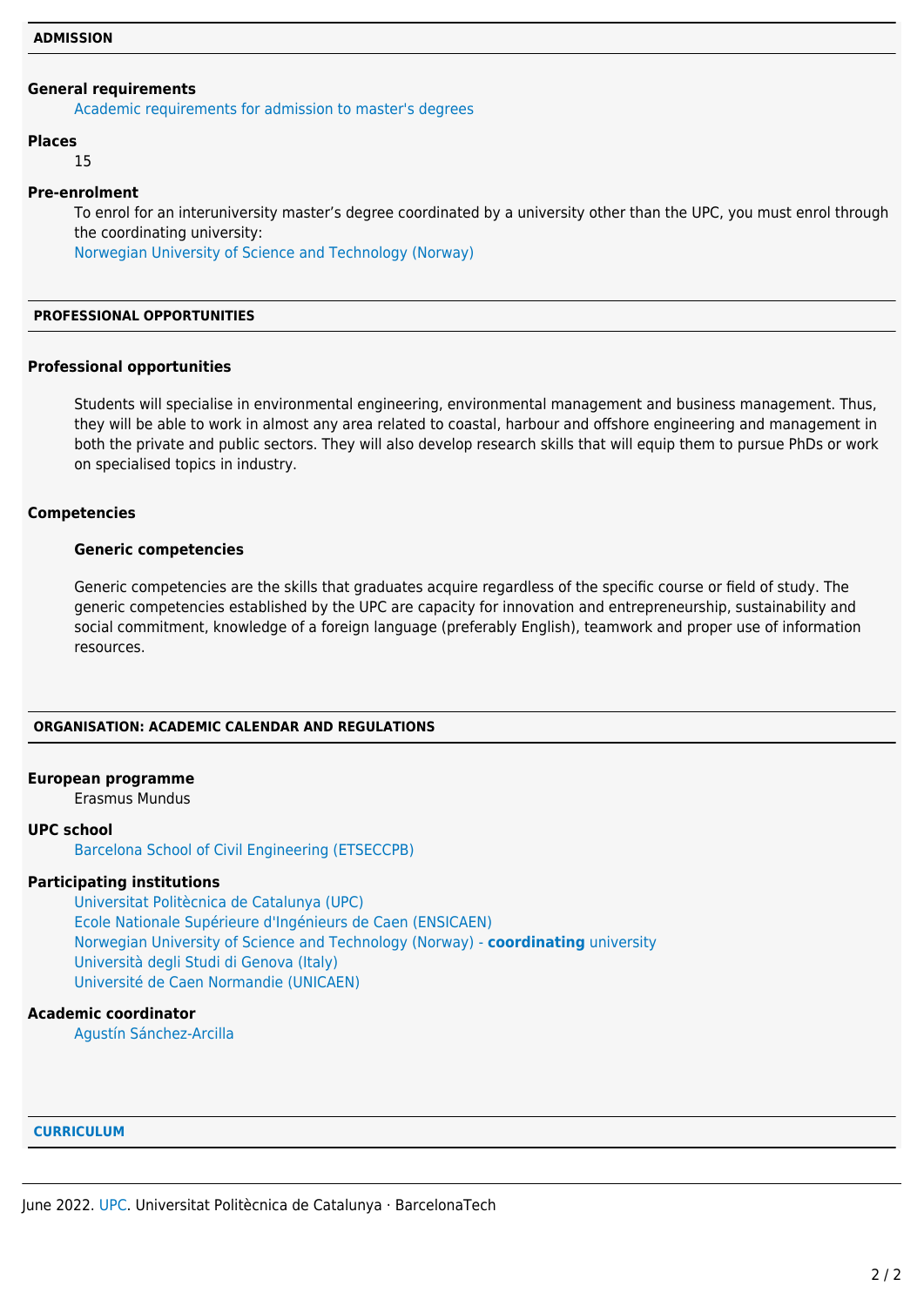## ADMISSION

**General requirements**

Academic requirements for admission to master's degrees

**Places**

15

**Pre-enrolment**

To enrol for an interuniversity master's degree coordinated by a university other than the UPC, you must enrol through the coordinating university:
Norwegian University of Science and Technology (Norway)

## PROFESSIONAL OPPORTUNITIES

**Professional opportunities**

Students will specialise in environmental engineering, environmental management and business management. Thus, they will be able to work in almost any area related to coastal, harbour and offshore engineering and management in both the private and public sectors. They will also develop research skills that will equip them to pursue PhDs or work on specialised topics in industry.

**Competencies**

**Generic competencies**

Generic competencies are the skills that graduates acquire regardless of the specific course or field of study. The generic competencies established by the UPC are capacity for innovation and entrepreneurship, sustainability and social commitment, knowledge of a foreign language (preferably English), teamwork and proper use of information resources.

## ORGANISATION: ACADEMIC CALENDAR AND REGULATIONS

**European programme**

Erasmus Mundus

**UPC school**

Barcelona School of Civil Engineering (ETSECCPB)

**Participating institutions**

Universitat Politècnica de Catalunya (UPC)
Ecole Nationale Supérieure d'Ingénieurs de Caen (ENSICAEN)
Norwegian University of Science and Technology (Norway) - **coordinating** university
Università degli Studi di Genova (Italy)
Université de Caen Normandie (UNICAEN)

**Academic coordinator**

Agustín Sánchez-Arcilla

## CURRICULUM

June 2022. UPC. Universitat Politècnica de Catalunya · BarcelonaTech